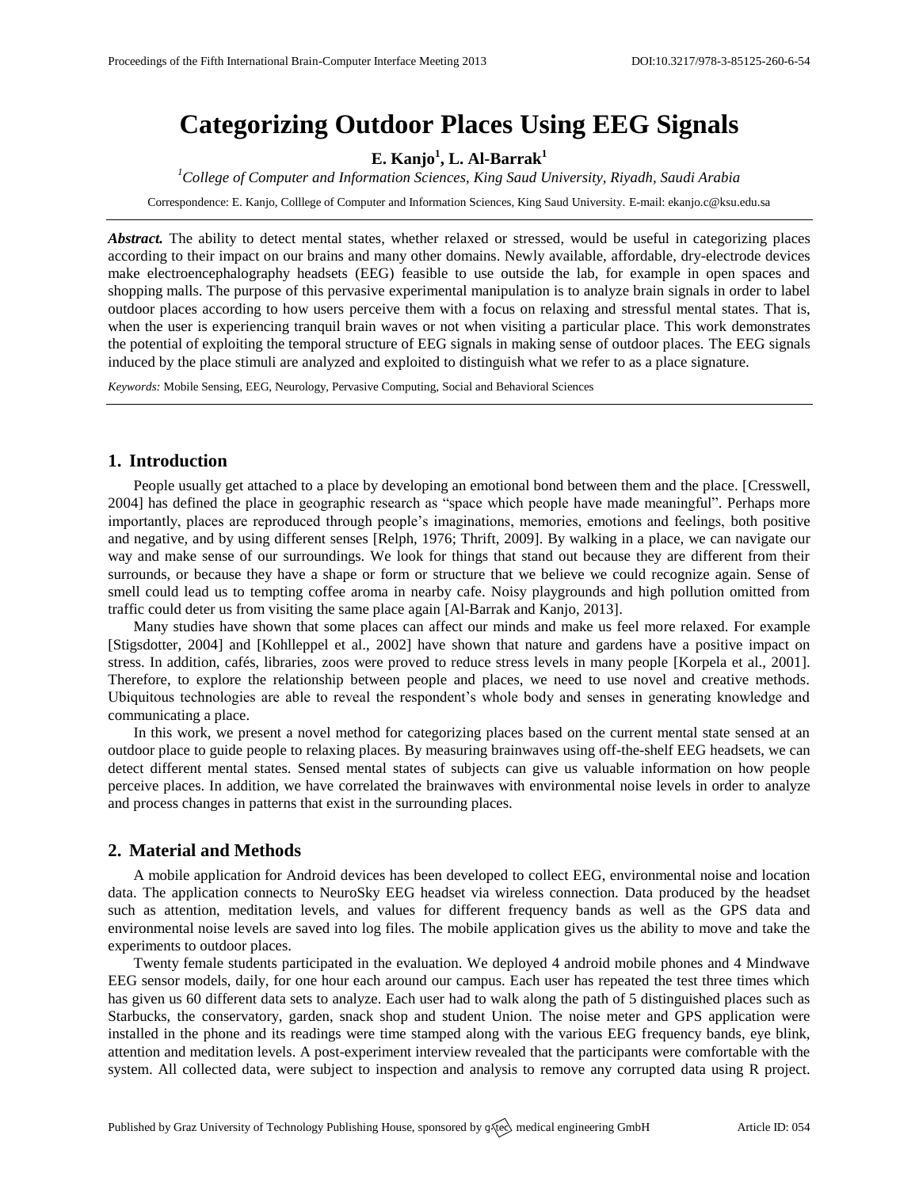# Categorizing Outdoor Places Using EEG Signals

**E. Kanjo[1], L. Al-Barrak[1]**

[1]*College of Computer and Information Sciences, King Saud University, Riyadh, Saudi Arabia*

Correspondence: E. Kanjo, Colllege of Computer and Information Sciences, King Saud University. E-mail: ekanjo.c@ksu.edu.sa

***Abstract.*** The ability to detect mental states, whether relaxed or stressed, would be useful in categorizing places according to their impact on our brains and many other domains. Newly available, affordable, dry-electrode devices make electroencephalography headsets (EEG) feasible to use outside the lab, for example in open spaces and shopping malls. The purpose of this pervasive experimental manipulation is to analyze brain signals in order to label outdoor places according to how users perceive them with a focus on relaxing and stressful mental states. That is, when the user is experiencing tranquil brain waves or not when visiting a particular place. This work demonstrates the potential of exploiting the temporal structure of EEG signals in making sense of outdoor places. The EEG signals induced by the place stimuli are analyzed and exploited to distinguish what we refer to as a place signature.

*Keywords:* Mobile Sensing, EEG, Neurology, Pervasive Computing, Social and Behavioral Sciences

## 1. Introduction

People usually get attached to a place by developing an emotional bond between them and the place. [Cresswell, 2004] has defined the place in geographic research as "space which people have made meaningful". Perhaps more importantly, places are reproduced through people's imaginations, memories, emotions and feelings, both positive and negative, and by using different senses [Relph, 1976; Thrift, 2009]. By walking in a place, we can navigate our way and make sense of our surroundings. We look for things that stand out because they are different from their surrounds, or because they have a shape or form or structure that we believe we could recognize again. Sense of smell could lead us to tempting coffee aroma in nearby cafe. Noisy playgrounds and high pollution omitted from traffic could deter us from visiting the same place again [Al-Barrak and Kanjo, 2013].

Many studies have shown that some places can affect our minds and make us feel more relaxed. For example [Stigsdotter, 2004] and [Kohlleppel et al., 2002] have shown that nature and gardens have a positive impact on stress. In addition, cafés, libraries, zoos were proved to reduce stress levels in many people [Korpela et al., 2001]. Therefore, to explore the relationship between people and places, we need to use novel and creative methods. Ubiquitous technologies are able to reveal the respondent's whole body and senses in generating knowledge and communicating a place.

In this work, we present a novel method for categorizing places based on the current mental state sensed at an outdoor place to guide people to relaxing places. By measuring brainwaves using off-the-shelf EEG headsets, we can detect different mental states. Sensed mental states of subjects can give us valuable information on how people perceive places. In addition, we have correlated the brainwaves with environmental noise levels in order to analyze and process changes in patterns that exist in the surrounding places.

## 2. Material and Methods

A mobile application for Android devices has been developed to collect EEG, environmental noise and location data. The application connects to NeuroSky EEG headset via wireless connection. Data produced by the headset such as attention, meditation levels, and values for different frequency bands as well as the GPS data and environmental noise levels are saved into log files. The mobile application gives us the ability to move and take the experiments to outdoor places.

Twenty female students participated in the evaluation. We deployed 4 android mobile phones and 4 Mindwave EEG sensor models, daily, for one hour each around our campus. Each user has repeated the test three times which has given us 60 different data sets to analyze. Each user had to walk along the path of 5 distinguished places such as Starbucks, the conservatory, garden, snack shop and student Union. The noise meter and GPS application were installed in the phone and its readings were time stamped along with the various EEG frequency bands, eye blink, attention and meditation levels. A post-experiment interview revealed that the participants were comfortable with the system. All collected data, were subject to inspection and analysis to remove any corrupted data using R project.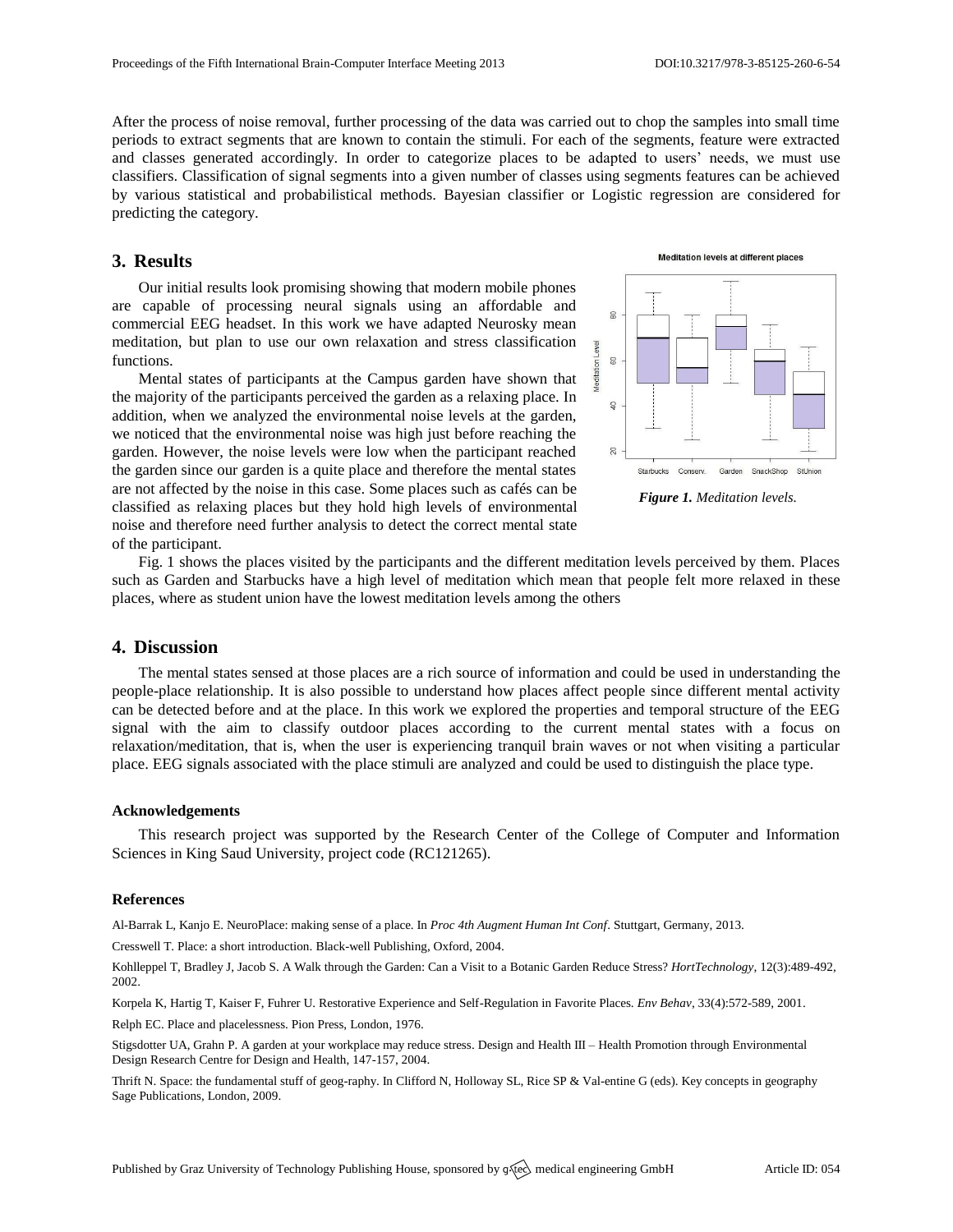After the process of noise removal, further processing of the data was carried out to chop the samples into small time periods to extract segments that are known to contain the stimuli. For each of the segments, feature were extracted and classes generated accordingly. In order to categorize places to be adapted to users' needs, we must use classifiers. Classification of signal segments into a given number of classes using segments features can be achieved by various statistical and probabilistical methods. Bayesian classifier or Logistic regression are considered for predicting the category.

## 3. Results

Our initial results look promising showing that modern mobile phones are capable of processing neural signals using an affordable and commercial EEG headset. In this work we have adapted Neurosky mean meditation, but plan to use our own relaxation and stress classification functions.

Mental states of participants at the Campus garden have shown that the majority of the participants perceived the garden as a relaxing place. In addition, when we analyzed the environmental noise levels at the garden, we noticed that the environmental noise was high just before reaching the garden. However, the noise levels were low when the participant reached the garden since our garden is a quite place and therefore the mental states are not affected by the noise in this case. Some places such as cafés can be classified as relaxing places but they hold high levels of environmental noise and therefore need further analysis to detect the correct mental state of the participant.

Meditation levels at different places

Meditation Level

20
40
60
80

Starbucks Conserv. Garden SnackShop StUnion

***Figure 1.*** *Meditation levels.*

Fig. 1 shows the places visited by the participants and the different meditation levels perceived by them. Places such as Garden and Starbucks have a high level of meditation which mean that people felt more relaxed in these places, where as student union have the lowest meditation levels among the others

## 4. Discussion

The mental states sensed at those places are a rich source of information and could be used in understanding the people-place relationship. It is also possible to understand how places affect people since different mental activity can be detected before and at the place. In this work we explored the properties and temporal structure of the EEG signal with the aim to classify outdoor places according to the current mental states with a focus on relaxation/meditation, that is, when the user is experiencing tranquil brain waves or not when visiting a particular place. EEG signals associated with the place stimuli are analyzed and could be used to distinguish the place type.

#### Acknowledgements

This research project was supported by the Research Center of the College of Computer and Information Sciences in King Saud University, project code (RC121265).

#### References

Al-Barrak L, Kanjo E. NeuroPlace: making sense of a place. In *Proc 4th Augment Human Int Conf*. Stuttgart, Germany, 2013.

Cresswell T. Place: a short introduction. Black-well Publishing, Oxford, 2004.

Kohlleppel T, Bradley J, Jacob S. A Walk through the Garden: Can a Visit to a Botanic Garden Reduce Stress? *HortTechnology*, 12(3):489-492, 2002.

Korpela K, Hartig T, Kaiser F, Fuhrer U. Restorative Experience and Self-Regulation in Favorite Places. *Env Behav*, 33(4):572-589, 2001.

Relph EC. Place and placelessness. Pion Press, London, 1976.

Stigsdotter UA, Grahn P. A garden at your workplace may reduce stress. Design and Health III – Health Promotion through Environmental Design Research Centre for Design and Health, 147-157, 2004.

Thrift N. Space: the fundamental stuff of geog-raphy. In Clifford N, Holloway SL, Rice SP & Val-entine G (eds). Key concepts in geography Sage Publications, London, 2009.